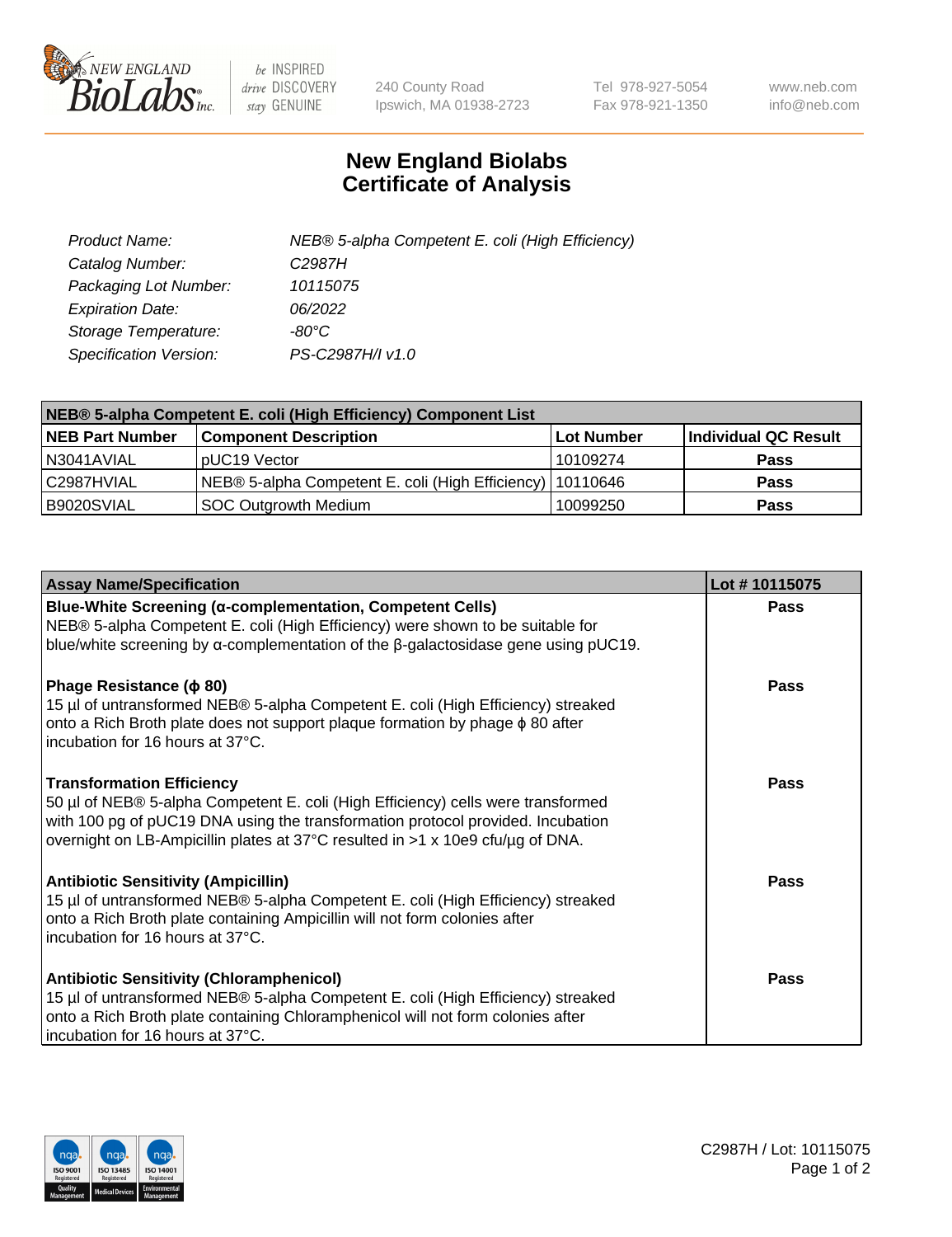# New England Biolabs Certificate of Analysis

| | |
|---|---|
| *Product Name:* | *NEB® 5-alpha Competent E. coli (High Efficiency)* |
| *Catalog Number:* | *C2987H* |
| *Packaging Lot Number:* | *10115075* |
| *Expiration Date:* | *06/2022* |
| *Storage Temperature:* | *-80°C* |
| *Specification Version:* | *PS-C2987H/I v1.0* |

| NEB® 5-alpha Competent E. coli (High Efficiency) Component List | | | |
|---|---|---|---|
| **NEB Part Number** | **Component Description** | **Lot Number** | **Individual QC Result** |
| N3041AVIAL | pUC19 Vector | 10109274 | **Pass** |
| C2987HVIAL | NEB® 5-alpha Competent E. coli (High Efficiency) | 10110646 | **Pass** |
| B9020SVIAL | SOC Outgrowth Medium | 10099250 | **Pass** |

| Assay Name/Specification | Lot # 10115075 |
|---|---|
| **Blue-White Screening (α-complementation, Competent Cells)** NEB® 5-alpha Competent E. coli (High Efficiency) were shown to be suitable for blue/white screening by α-complementation of the β-galactosidase gene using pUC19. | **Pass** |
| **Phage Resistance (ϕ 80)** 15 µl of untransformed NEB® 5-alpha Competent E. coli (High Efficiency) streaked onto a Rich Broth plate does not support plaque formation by phage ϕ 80 after incubation for 16 hours at 37°C. | **Pass** |
| **Transformation Efficiency** 50 µl of NEB® 5-alpha Competent E. coli (High Efficiency) cells were transformed with 100 pg of pUC19 DNA using the transformation protocol provided. Incubation overnight on LB-Ampicillin plates at 37°C resulted in >1 x 10e9 cfu/µg of DNA. | **Pass** |
| **Antibiotic Sensitivity (Ampicillin)** 15 µl of untransformed NEB® 5-alpha Competent E. coli (High Efficiency) streaked onto a Rich Broth plate containing Ampicillin will not form colonies after incubation for 16 hours at 37°C. | **Pass** |
| **Antibiotic Sensitivity (Chloramphenicol)** 15 µl of untransformed NEB® 5-alpha Competent E. coli (High Efficiency) streaked onto a Rich Broth plate containing Chloramphenicol will not form colonies after incubation for 16 hours at 37°C. | **Pass** |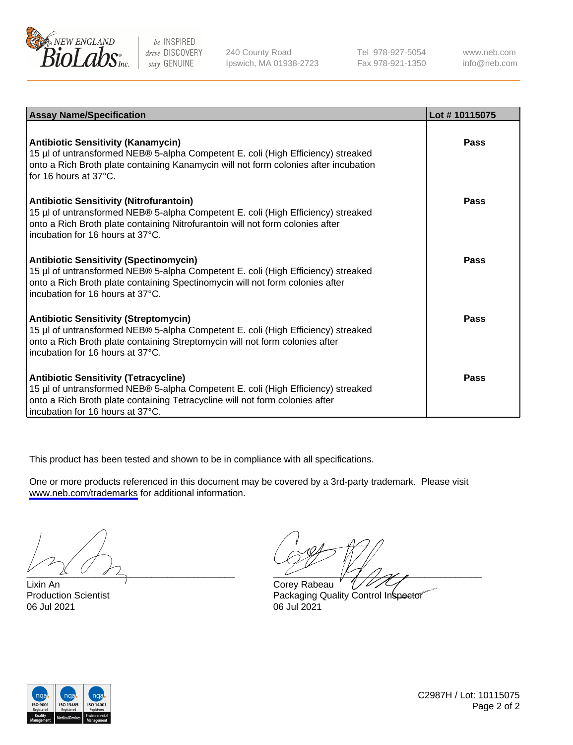| Assay Name/Specification | Lot # 10115075 |
| --- | --- |
| **Antibiotic Sensitivity (Kanamycin)**<br>15 µl of untransformed NEB® 5-alpha Competent E. coli (High Efficiency) streaked onto a Rich Broth plate containing Kanamycin will not form colonies after incubation for 16 hours at 37°C. | **Pass** |
| **Antibiotic Sensitivity (Nitrofurantoin)**<br>15 µl of untransformed NEB® 5-alpha Competent E. coli (High Efficiency) streaked onto a Rich Broth plate containing Nitrofurantoin will not form colonies after incubation for 16 hours at 37°C. | **Pass** |
| **Antibiotic Sensitivity (Spectinomycin)**<br>15 µl of untransformed NEB® 5-alpha Competent E. coli (High Efficiency) streaked onto a Rich Broth plate containing Spectinomycin will not form colonies after incubation for 16 hours at 37°C. | **Pass** |
| **Antibiotic Sensitivity (Streptomycin)**<br>15 µl of untransformed NEB® 5-alpha Competent E. coli (High Efficiency) streaked onto a Rich Broth plate containing Streptomycin will not form colonies after incubation for 16 hours at 37°C. | **Pass** |
| **Antibiotic Sensitivity (Tetracycline)**<br>15 µl of untransformed NEB® 5-alpha Competent E. coli (High Efficiency) streaked onto a Rich Broth plate containing Tetracycline will not form colonies after incubation for 16 hours at 37°C. | **Pass** |

This product has been tested and shown to be in compliance with all specifications.

One or more products referenced in this document may be covered by a 3rd-party trademark. Please visit www.neb.com/trademarks for additional information.

Lixin An
Production Scientist
06 Jul 2021

Corey Rabeau
Packaging Quality Control Inspector
06 Jul 2021

C2987H / Lot: 10115075